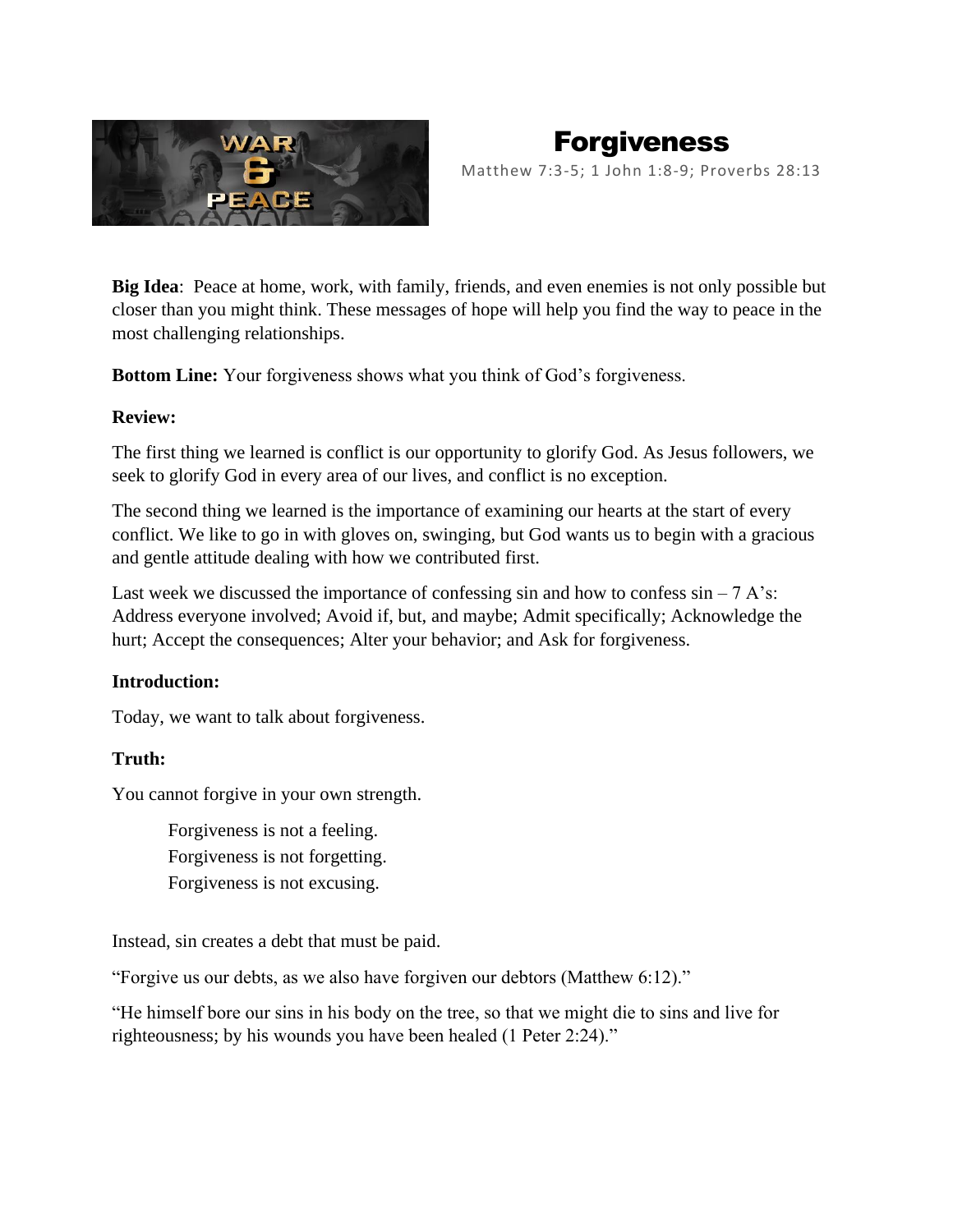# Forgiveness

Matthew 7:3-5; 1 John 1:8-9; Proverbs 28:13

**Big Idea**: Peace at home, work, with family, friends, and even enemies is not only possible but closer than you might think. These messages of hope will help you find the way to peace in the most challenging relationships.

**Bottom Line:** Your forgiveness shows what you think of God's forgiveness.

**Review:**

The first thing we learned is conflict is our opportunity to glorify God. As Jesus followers, we seek to glorify God in every area of our lives, and conflict is no exception.

The second thing we learned is the importance of examining our hearts at the start of every conflict. We like to go in with gloves on, swinging, but God wants us to begin with a gracious and gentle attitude dealing with how we contributed first.

Last week we discussed the importance of confessing sin and how to confess sin – 7 A's: Address everyone involved; Avoid if, but, and maybe; Admit specifically; Acknowledge the hurt; Accept the consequences; Alter your behavior; and Ask for forgiveness.

**Introduction:**

Today, we want to talk about forgiveness.

**Truth:**

You cannot forgive in your own strength.

> Forgiveness is not a feeling.
> Forgiveness is not forgetting.
> Forgiveness is not excusing.

Instead, sin creates a debt that must be paid.

"Forgive us our debts, as we also have forgiven our debtors (Matthew 6:12)."

"He himself bore our sins in his body on the tree, so that we might die to sins and live for righteousness; by his wounds you have been healed (1 Peter 2:24)."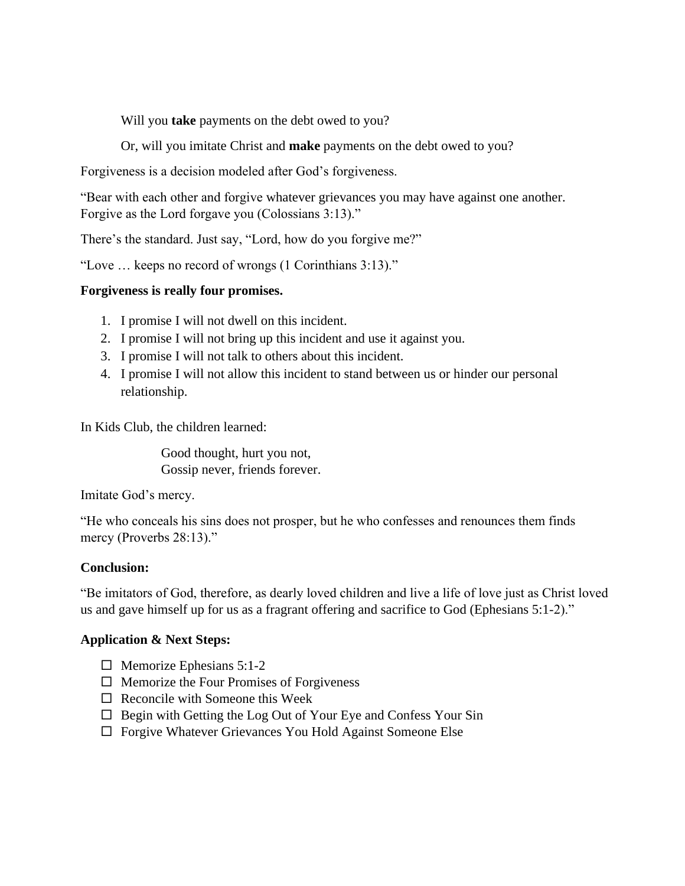Will you **take** payments on the debt owed to you?

Or, will you imitate Christ and **make** payments on the debt owed to you?

Forgiveness is a decision modeled after God's forgiveness.

"Bear with each other and forgive whatever grievances you may have against one another. Forgive as the Lord forgave you (Colossians 3:13)."

There's the standard. Just say, "Lord, how do you forgive me?"

"Love … keeps no record of wrongs (1 Corinthians 3:13)."

**Forgiveness is really four promises.**

1. I promise I will not dwell on this incident.
2. I promise I will not bring up this incident and use it against you.
3. I promise I will not talk to others about this incident.
4. I promise I will not allow this incident to stand between us or hinder our personal relationship.

In Kids Club, the children learned:

> Good thought, hurt you not,
> Gossip never, friends forever.

Imitate God's mercy.

"He who conceals his sins does not prosper, but he who confesses and renounces them finds mercy (Proverbs 28:13)."

**Conclusion:**

"Be imitators of God, therefore, as dearly loved children and live a life of love just as Christ loved us and gave himself up for us as a fragrant offering and sacrifice to God (Ephesians 5:1-2)."

**Application & Next Steps:**

- ☐ Memorize Ephesians 5:1-2
- ☐ Memorize the Four Promises of Forgiveness
- ☐ Reconcile with Someone this Week
- ☐ Begin with Getting the Log Out of Your Eye and Confess Your Sin
- ☐ Forgive Whatever Grievances You Hold Against Someone Else